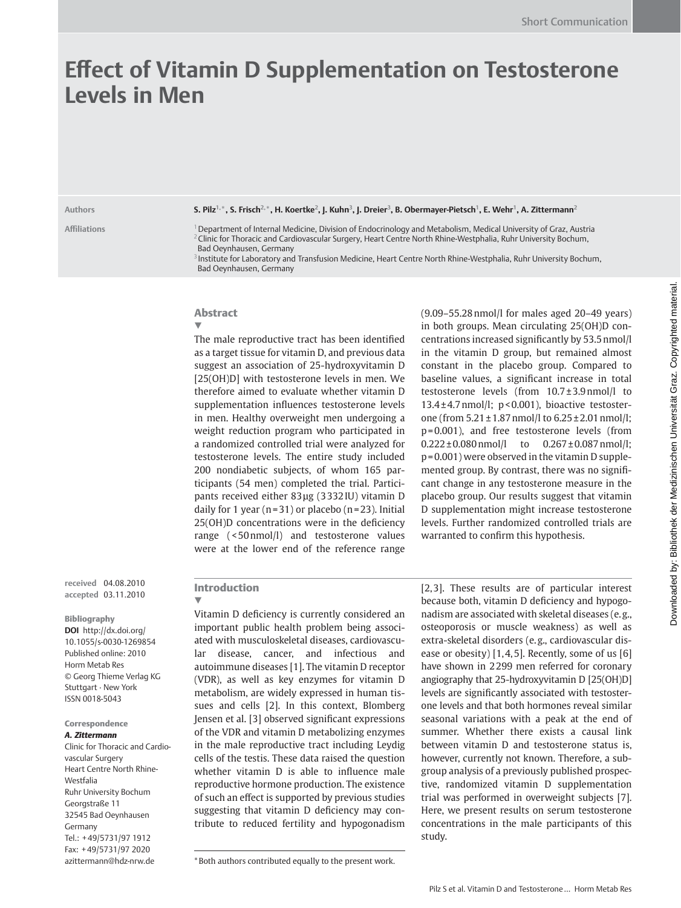Short Communication

# Effect of Vitamin D Supplementation on Testosterone Levels in Men

**Authors**

**S. Pilz[1,*], S. Frisch[2,*], H. Koertke[2], J. Kuhn[3], J. Dreier[3], B. Obermayer-Pietsch[1], E. Wehr[1], A. Zittermann[2]**

**Affiliations**

[1] Department of Internal Medicine, Division of Endocrinology and Metabolism, Medical University of Graz, Austria
[2] Clinic for Thoracic and Cardiovascular Surgery, Heart Centre North Rhine-Westphalia, Ruhr University Bochum, Bad Oeynhausen, Germany
[3] Institute for Laboratory and Transfusion Medicine, Heart Centre North Rhine-Westphalia, Ruhr University Bochum, Bad Oeynhausen, Germany

**received** 04.08.2010
**accepted** 03.11.2010

**Bibliography**
**DOI** http://dx.doi.org/10.1055/s-0030-1269854
Published online: 2010
Horm Metab Res
© Georg Thieme Verlag KG Stuttgart · New York
ISSN 0018-5043

**Correspondence**
***A. Zittermann***
Clinic for Thoracic and Cardiovascular Surgery
Heart Centre North Rhine-Westfalia
Ruhr University Bochum
Georgstraße 11
32545 Bad Oeynhausen
Germany
Tel.: +49/5731/97 1912
Fax: +49/5731/97 2020
azittermann@hdz-nrw.de

## Abstract

The male reproductive tract has been identified as a target tissue for vitamin D, and previous data suggest an association of 25-hydroxyvitamin D [25(OH)D] with testosterone levels in men. We therefore aimed to evaluate whether vitamin D supplementation influences testosterone levels in men. Healthy overweight men undergoing a weight reduction program who participated in a randomized controlled trial were analyzed for testosterone levels. The entire study included 200 nondiabetic subjects, of whom 165 participants (54 men) completed the trial. Participants received either 83 μg (3 332 IU) vitamin D daily for 1 year ($n=31$) or placebo ($n=23$). Initial 25(OH)D concentrations were in the deficiency range (<50 nmol/l) and testosterone values were at the lower end of the reference range (9.09–55.28 nmol/l for males aged 20–49 years) in both groups. Mean circulating 25(OH)D concentrations increased significantly by 53.5 nmol/l in the vitamin D group, but remained almost constant in the placebo group. Compared to baseline values, a significant increase in total testosterone levels (from 10.7 ± 3.9 nmol/l to 13.4 ± 4.7 nmol/l; $p<0.001$), bioactive testosterone (from 5.21 ± 1.87 nmol/l to 6.25 ± 2.01 nmol/l; $p=0.001$), and free testosterone levels (from 0.222 ± 0.080 nmol/l to 0.267 ± 0.087 nmol/l; $p=0.001$) were observed in the vitamin D supplemented group. By contrast, there was no significant change in any testosterone measure in the placebo group. Our results suggest that vitamin D supplementation might increase testosterone levels. Further randomized controlled trials are warranted to confirm this hypothesis.

## Introduction

Vitamin D deficiency is currently considered an important public health problem being associated with musculoskeletal diseases, cardiovascular disease, cancer, and infectious and autoimmune diseases [1]. The vitamin D receptor (VDR), as well as key enzymes for vitamin D metabolism, are widely expressed in human tissues and cells [2]. In this context, Blomberg Jensen et al. [3] observed significant expressions of the VDR and vitamin D metabolizing enzymes in the male reproductive tract including Leydig cells of the testis. These data raised the question whether vitamin D is able to influence male reproductive hormone production. The existence of such an effect is supported by previous studies suggesting that vitamin D deficiency may contribute to reduced fertility and hypogonadism [2,3]. These results are of particular interest because both, vitamin D deficiency and hypogonadism are associated with skeletal diseases (e.g., osteoporosis or muscle weakness) as well as extra-skeletal disorders (e.g., cardiovascular disease or obesity) [1,4,5]. Recently, some of us [6] have shown in 2 299 men referred for coronary angiography that 25-hydroxyvitamin D [25(OH)D] levels are significantly associated with testosterone levels and that both hormones reveal similar seasonal variations with a peak at the end of summer. Whether there exists a causal link between vitamin D and testosterone status is, however, currently not known. Therefore, a subgroup analysis of a previously published prospective, randomized vitamin D supplementation trial was performed in overweight subjects [7]. Here, we present results on serum testosterone concentrations in the male participants of this study.

[*] Both authors contributed equally to the present work.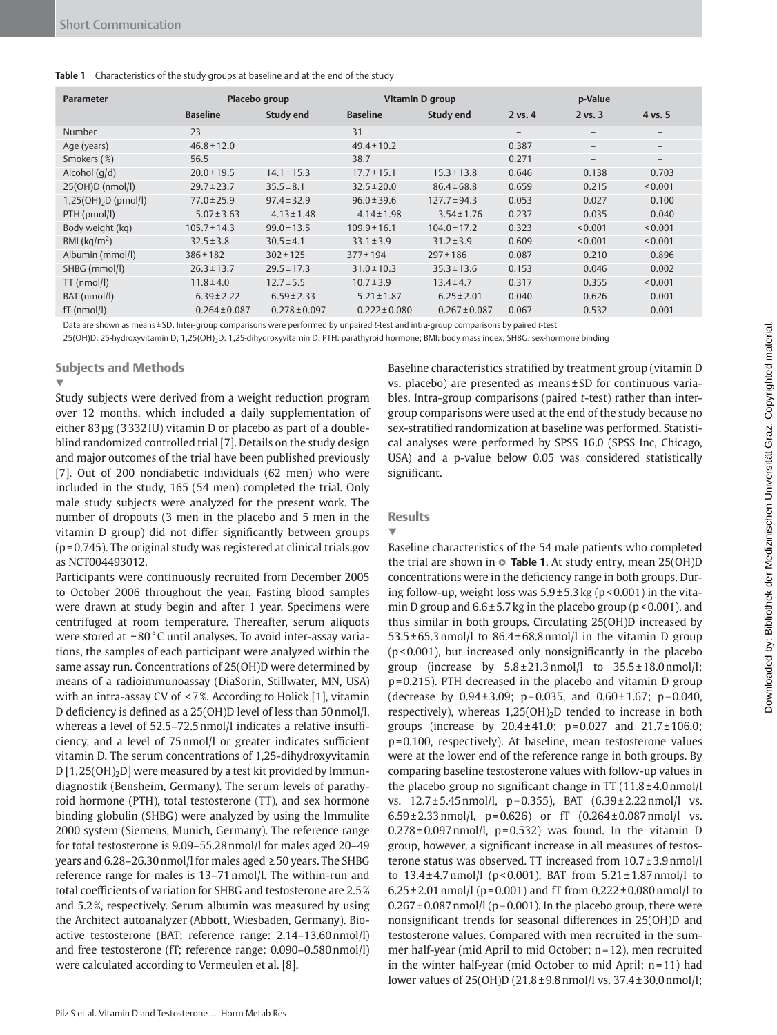**Table 1** Characteristics of the study groups at baseline and at the end of the study

| Parameter | Placebo group | | Vitamin D group | | p-Value | | |
|---|---|---|---|---|---|---|---|
| | Baseline | Study end | Baseline | Study end | 2 vs. 4 | 2 vs. 3 | 4 vs. 5 |
| Number | 23 | | 31 | | – | – | – |
| Age (years) | 46.8 ± 12.0 | | 49.4 ± 10.2 | | 0.387 | – | – |
| Smokers (%) | 56.5 | | 38.7 | | 0.271 | – | – |
| Alcohol (g/d) | 20.0 ± 19.5 | 14.1 ± 15.3 | 17.7 ± 15.1 | 15.3 ± 13.8 | 0.646 | 0.138 | 0.703 |
| 25(OH)D (nmol/l) | 29.7 ± 23.7 | 35.5 ± 8.1 | 32.5 ± 20.0 | 86.4 ± 68.8 | 0.659 | 0.215 | <0.001 |
| $1,25(OH)_2D$ (pmol/l) | 77.0 ± 25.9 | 97.4 ± 32.9 | 96.0 ± 39.6 | 127.7 ± 94.3 | 0.053 | 0.027 | 0.100 |
| PTH (pmol/l) | 5.07 ± 3.63 | 4.13 ± 1.48 | 4.14 ± 1.98 | 3.54 ± 1.76 | 0.237 | 0.035 | 0.040 |
| Body weight (kg) | 105.7 ± 14.3 | 99.0 ± 13.5 | 109.9 ± 16.1 | 104.0 ± 17.2 | 0.323 | <0.001 | <0.001 |
| BMI ($kg/m^2$) | 32.5 ± 3.8 | 30.5 ± 4.1 | 33.1 ± 3.9 | 31.2 ± 3.9 | 0.609 | <0.001 | <0.001 |
| Albumin (mmol/l) | 386 ± 182 | 302 ± 125 | 377 ± 194 | 297 ± 186 | 0.087 | 0.210 | 0.896 |
| SHBG (mmol/l) | 26.3 ± 13.7 | 29.5 ± 17.3 | 31.0 ± 10.3 | 35.3 ± 13.6 | 0.153 | 0.046 | 0.002 |
| TT (nmol/l) | 11.8 ± 4.0 | 12.7 ± 5.5 | 10.7 ± 3.9 | 13.4 ± 4.7 | 0.317 | 0.355 | <0.001 |
| BAT (nmol/l) | 6.39 ± 2.22 | 6.59 ± 2.33 | 5.21 ± 1.87 | 6.25 ± 2.01 | 0.040 | 0.626 | 0.001 |
| fT (nmol/l) | 0.264 ± 0.087 | 0.278 ± 0.097 | 0.222 ± 0.080 | 0.267 ± 0.087 | 0.067 | 0.532 | 0.001 |

Data are shown as means ± SD. Inter-group comparisons were performed by unpaired *t*-test and intra-group comparisons by paired *t*-test

25(OH)D: 25-hydroxyvitamin D; $1,25(OH)_2D$: 1,25-dihydroxyvitamin D; PTH: parathyroid hormone; BMI: body mass index; SHBG: sex-hormone binding

## Subjects and Methods

Study subjects were derived from a weight reduction program over 12 months, which included a daily supplementation of either 83 μg (3 332 IU) vitamin D or placebo as part of a double-blind randomized controlled trial [7]. Details on the study design and major outcomes of the trial have been published previously [7]. Out of 200 nondiabetic individuals (62 men) who were included in the study, 165 (54 men) completed the trial. Only male study subjects were analyzed for the present work. The number of dropouts (3 men in the placebo and 5 men in the vitamin D group) did not differ significantly between groups (p = 0.745). The original study was registered at clinical trials.gov as NCT004493012.

Participants were continuously recruited from December 2005 to October 2006 throughout the year. Fasting blood samples were drawn at study begin and after 1 year. Specimens were centrifuged at room temperature. Thereafter, serum aliquots were stored at −80 °C until analyses. To avoid inter-assay variations, the samples of each participant were analyzed within the same assay run. Concentrations of 25(OH)D were determined by means of a radioimmunoassay (DiaSorin, Stillwater, MN, USA) with an intra-assay CV of < 7 %. According to Holick [1], vitamin D deficiency is defined as a 25(OH)D level of less than 50 nmol/l, whereas a level of 52.5–72.5 nmol/l indicates a relative insufficiency, and a level of 75 nmol/l or greater indicates sufficient vitamin D. The serum concentrations of 1,25-dihydroxyvitamin D [$1,25(OH)_2D$] were measured by a test kit provided by Immundiagnostik (Bensheim, Germany). The serum levels of parathyroid hormone (PTH), total testosterone (TT), and sex hormone binding globulin (SHBG) were analyzed by using the Immulite 2000 system (Siemens, Munich, Germany). The reference range for total testosterone is 9.09–55.28 nmol/l for males aged 20–49 years and 6.28–26.30 nmol/l for males aged ≥ 50 years. The SHBG reference range for males is 13–71 nmol/l. The within-run and total coefficients of variation for SHBG and testosterone are 2.5 % and 5.2 %, respectively. Serum albumin was measured by using the Architect autoanalyzer (Abbott, Wiesbaden, Germany). Bioactive testosterone (BAT; reference range: 2.14–13.60 nmol/l) and free testosterone (fT; reference range: 0.090–0.580 nmol/l) were calculated according to Vermeulen et al. [8].

Baseline characteristics stratified by treatment group (vitamin D vs. placebo) are presented as means ± SD for continuous variables. Intra-group comparisons (paired *t*-test) rather than inter-group comparisons were used at the end of the study because no sex-stratified randomization at baseline was performed. Statistical analyses were performed by SPSS 16.0 (SPSS Inc, Chicago, USA) and a p-value below 0.05 was considered statistically significant.

## Results

Baseline characteristics of the 54 male patients who completed the trial are shown in **Table 1**. At study entry, mean 25(OH)D concentrations were in the deficiency range in both groups. During follow-up, weight loss was 5.9 ± 5.3 kg (p < 0.001) in the vitamin D group and 6.6 ± 5.7 kg in the placebo group (p < 0.001), and thus similar in both groups. Circulating 25(OH)D increased by 53.5 ± 65.3 nmol/l to 86.4 ± 68.8 nmol/l in the vitamin D group (p < 0.001), but increased only nonsignificantly in the placebo group (increase by 5.8 ± 21.3 nmol/l to 35.5 ± 18.0 nmol/l; p = 0.215). PTH decreased in the placebo and vitamin D group (decrease by 0.94 ± 3.09; p = 0.035, and 0.60 ± 1.67; p = 0.040, respectively), whereas $1,25(OH)_2D$ tended to increase in both groups (increase by 20.4 ± 41.0; p = 0.027 and 21.7 ± 106.0; p = 0.100, respectively). At baseline, mean testosterone values were at the lower end of the reference range in both groups. By comparing baseline testosterone values with follow-up values in the placebo group no significant change in TT (11.8 ± 4.0 nmol/l vs. 12.7 ± 5.45 nmol/l, p = 0.355), BAT (6.39 ± 2.22 nmol/l vs. 6.59 ± 2.33 nmol/l, p = 0.626) or fT (0.264 ± 0.087 nmol/l vs. 0.278 ± 0.097 nmol/l, p = 0.532) was found. In the vitamin D group, however, a significant increase in all measures of testosterone status was observed. TT increased from 10.7 ± 3.9 nmol/l to 13.4 ± 4.7 nmol/l (p < 0.001), BAT from 5.21 ± 1.87 nmol/l to 6.25 ± 2.01 nmol/l (p = 0.001) and fT from 0.222 ± 0.080 nmol/l to 0.267 ± 0.087 nmol/l (p = 0.001). In the placebo group, there were nonsignificant trends for seasonal differences in 25(OH)D and testosterone values. Compared with men recruited in the summer half-year (mid April to mid October; n = 12), men recruited in the winter half-year (mid October to mid April; n = 11) had lower values of 25(OH)D (21.8 ± 9.8 nmol/l vs. 37.4 ± 30.0 nmol/l;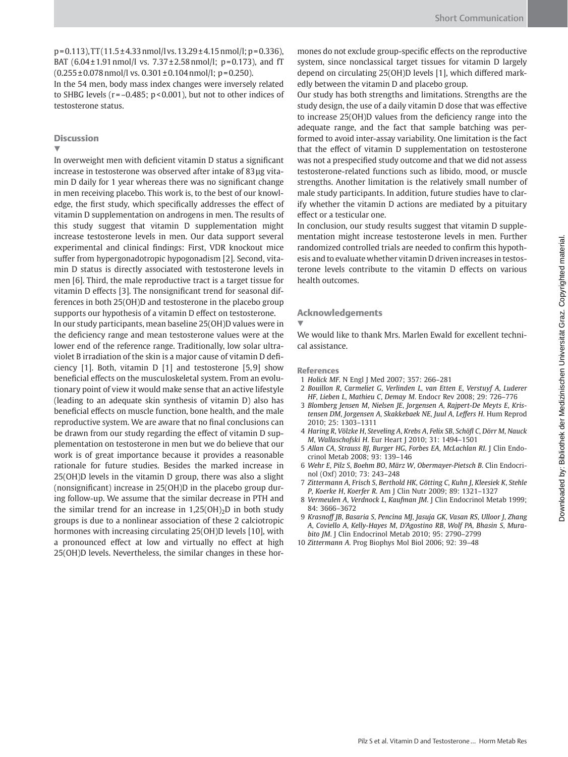p = 0.113), TT (11.5 ± 4.33 nmol/l vs. 13.29 ± 4.15 nmol/l; p = 0.336), BAT (6.04 ± 1.91 nmol/l vs. 7.37 ± 2.58 nmol/l; p = 0.173), and fT (0.255 ± 0.078 nmol/l vs. 0.301 ± 0.104 nmol/l; p = 0.250).

In the 54 men, body mass index changes were inversely related to SHBG levels (r = –0.485; p < 0.001), but not to other indices of testosterone status.

## Discussion

In overweight men with deficient vitamin D status a significant increase in testosterone was observed after intake of 83 μg vitamin D daily for 1 year whereas there was no significant change in men receiving placebo. This work is, to the best of our knowledge, the first study, which specifically addresses the effect of vitamin D supplementation on androgens in men. The results of this study suggest that vitamin D supplementation might increase testosterone levels in men. Our data support several experimental and clinical findings: First, VDR knockout mice suffer from hypergonadotropic hypogonadism [2]. Second, vitamin D status is directly associated with testosterone levels in men [6]. Third, the male reproductive tract is a target tissue for vitamin D effects [3]. The nonsignificant trend for seasonal differences in both 25(OH)D and testosterone in the placebo group supports our hypothesis of a vitamin D effect on testosterone.

In our study participants, mean baseline 25(OH)D values were in the deficiency range and mean testosterone values were at the lower end of the reference range. Traditionally, low solar ultraviolet B irradiation of the skin is a major cause of vitamin D deficiency [1]. Both, vitamin D [1] and testosterone [5,9] show beneficial effects on the musculoskeletal system. From an evolutionary point of view it would make sense that an active lifestyle (leading to an adequate skin synthesis of vitamin D) also has beneficial effects on muscle function, bone health, and the male reproductive system. We are aware that no final conclusions can be drawn from our study regarding the effect of vitamin D supplementation on testosterone in men but we do believe that our work is of great importance because it provides a reasonable rationale for future studies. Besides the marked increase in 25(OH)D levels in the vitamin D group, there was also a slight (nonsignificant) increase in 25(OH)D in the placebo group during follow-up. We assume that the similar decrease in PTH and the similar trend for an increase in $1{,}25(OH)_2D$ in both study groups is due to a nonlinear association of these 2 calciotropic hormones with increasing circulating 25(OH)D levels [10], with a pronounced effect at low and virtually no effect at high 25(OH)D levels. Nevertheless, the similar changes in these hormones do not exclude group-specific effects on the reproductive system, since nonclassical target tissues for vitamin D largely depend on circulating 25(OH)D levels [1], which differed markedly between the vitamin D and placebo group.

Our study has both strengths and limitations. Strengths are the study design, the use of a daily vitamin D dose that was effective to increase 25(OH)D values from the deficiency range into the adequate range, and the fact that sample batching was performed to avoid inter-assay variability. One limitation is the fact that the effect of vitamin D supplementation on testosterone was not a prespecified study outcome and that we did not assess testosterone-related functions such as libido, mood, or muscle strengths. Another limitation is the relatively small number of male study participants. In addition, future studies have to clarify whether the vitamin D actions are mediated by a pituitary effect or a testicular one.

In conclusion, our study results suggest that vitamin D supplementation might increase testosterone levels in men. Further randomized controlled trials are needed to confirm this hypothesis and to evaluate whether vitamin D driven increases in testosterone levels contribute to the vitamin D effects on various health outcomes.

## Acknowledgements

We would like to thank Mrs. Marlen Ewald for excellent technical assistance.

### References

1. *Holick MF.* N Engl J Med 2007; 357: 266–281
2. *Bouillon R, Carmeliet G, Verlinden L, van Etten E, Verstuyf A, Luderer HF, Lieben L, Mathieu C, Demay M.* Endocr Rev 2008; 29: 726–776
3. *Blomberg Jensen M, Nielsen JE, Jorgensen A, Rajpert-De Meyts E, Kristensen DM, Jorgensen A, Skakkebaek NE, Juul A, Leffers H.* Hum Reprod 2010; 25: 1303–1311
4. *Haring R, Völzke H, Steveling A, Krebs A, Felix SB, Schöfl C, Dörr M, Nauck M, Wallaschofski H.* Eur Heart J 2010; 31: 1494–1501
5. *Allan CA, Strauss BJ, Burger HG, Forbes EA, McLachlan RI.* J Clin Endocrinol Metab 2008; 93: 139–146
6. *Wehr E, Pilz S, Boehm BO, März W, Obermayer-Pietsch B.* Clin Endocrinol (Oxf) 2010; 73: 243–248
7. *Zittermann A, Frisch S, Berthold HK, Götting C, Kuhn J, Kleesiek K, Stehle P, Koerke H, Koerfer R.* Am J Clin Nutr 2009; 89: 1321–1327
8. *Vermeulen A, Verdnock L, Kaufman JM.* J Clin Endocrinol Metab 1999; 84: 3666–3672
9. *Krasnoff JB, Basaria S, Pencina MJ, Jasuja GK, Vasan RS, Ulloor J, Zhang A, Coviello A, Kelly-Hayes M, D'Agostino RB, Wolf PA, Bhasin S, Murabito JM.* J Clin Endocrinol Metab 2010; 95: 2790–2799
10. *Zittermann A.* Prog Biophys Mol Biol 2006; 92: 39–48